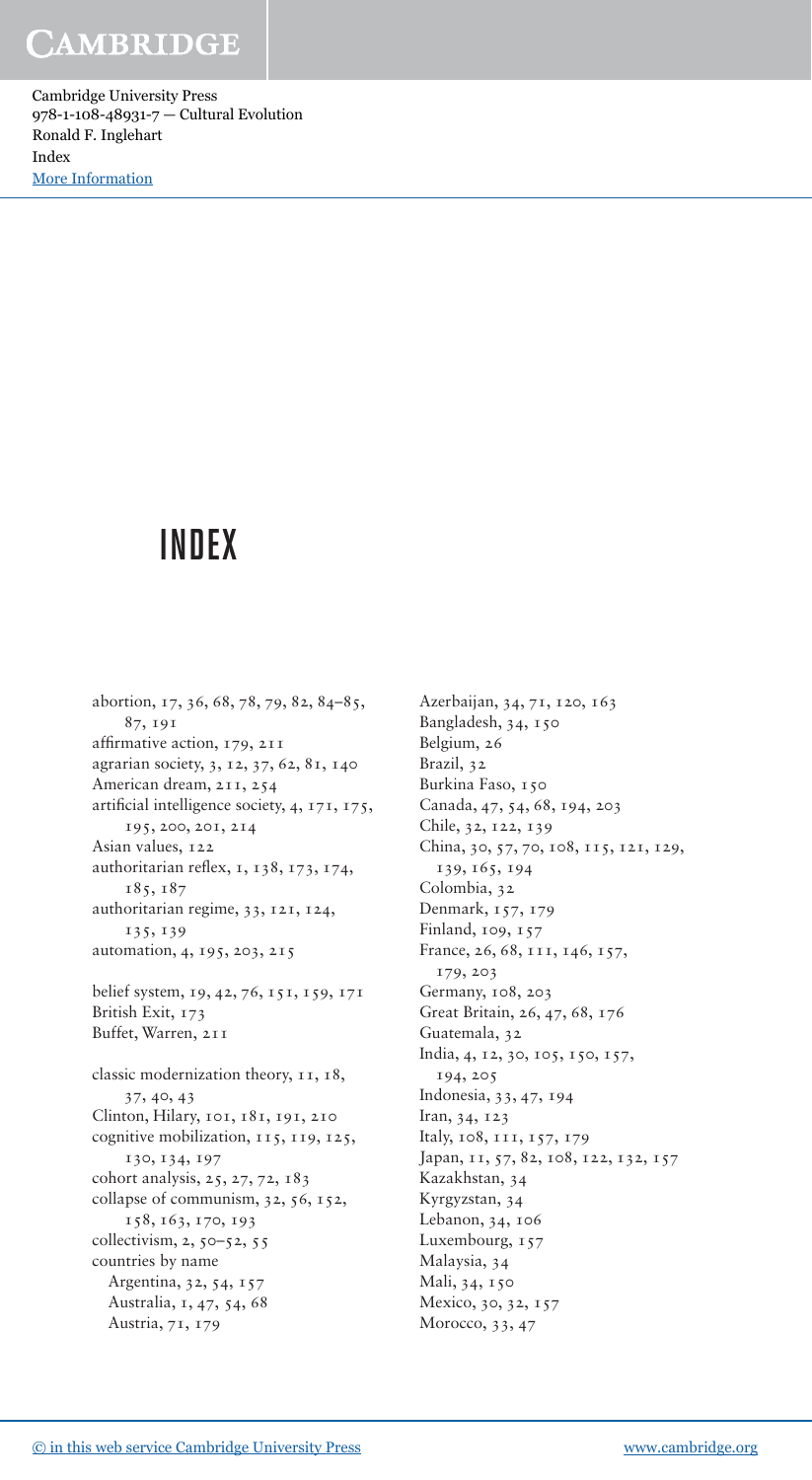# INDEX

abortion, 17, 36, 68, 78, 79, 82, 84–85, 87, 191
affirmative action, 179, 211
agrarian society, 3, 12, 37, 62, 81, 140
American dream, 211, 254
artificial intelligence society, 4, 171, 175, 195, 200, 201, 214
Asian values, 122
authoritarian reflex, 1, 138, 173, 174, 185, 187
authoritarian regime, 33, 121, 124, 135, 139
automation, 4, 195, 203, 215

belief system, 19, 42, 76, 151, 159, 171
British Exit, 173
Buffet, Warren, 211

classic modernization theory, 11, 18, 37, 40, 43
Clinton, Hilary, 101, 181, 191, 210
cognitive mobilization, 115, 119, 125, 130, 134, 197
cohort analysis, 25, 27, 72, 183
collapse of communism, 32, 56, 152, 158, 163, 170, 193
collectivism, 2, 50–52, 55
countries by name
- Argentina, 32, 54, 157
- Australia, 1, 47, 54, 68
- Austria, 71, 179
- Azerbaijan, 34, 71, 120, 163
- Bangladesh, 34, 150
- Belgium, 26
- Brazil, 32
- Burkina Faso, 150
- Canada, 47, 54, 68, 194, 203
- Chile, 32, 122, 139
- China, 30, 57, 70, 108, 115, 121, 129, 139, 165, 194
- Colombia, 32
- Denmark, 157, 179
- Finland, 109, 157
- France, 26, 68, 111, 146, 157, 179, 203
- Germany, 108, 203
- Great Britain, 26, 47, 68, 176
- Guatemala, 32
- India, 4, 12, 30, 105, 150, 157, 194, 205
- Indonesia, 33, 47, 194
- Iran, 34, 123
- Italy, 108, 111, 157, 179
- Japan, 11, 57, 82, 108, 122, 132, 157
- Kazakhstan, 34
- Kyrgyzstan, 34
- Lebanon, 34, 106
- Luxembourg, 157
- Malaysia, 34
- Mali, 34, 150
- Mexico, 30, 32, 157
- Morocco, 33, 47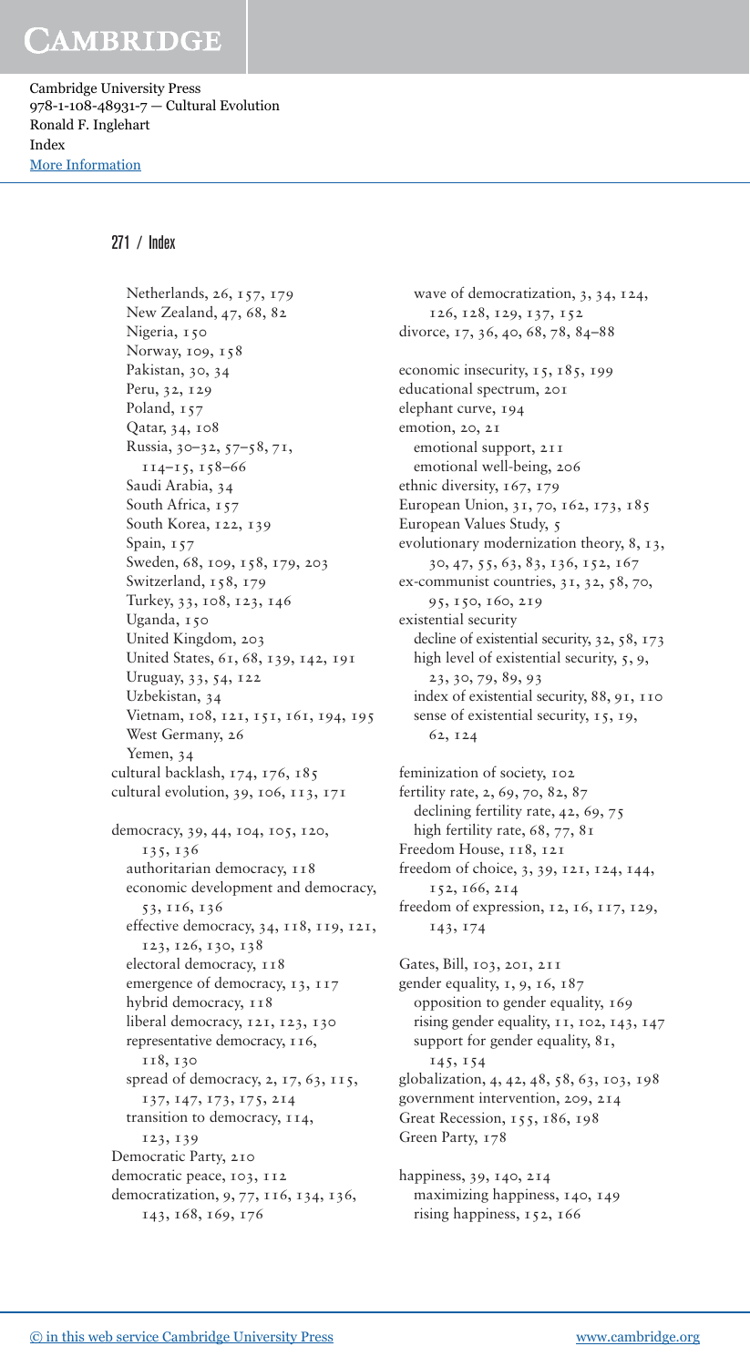Netherlands, 26, 157, 179
New Zealand, 47, 68, 82
Nigeria, 150
Norway, 109, 158
Pakistan, 30, 34
Peru, 32, 129
Poland, 157
Qatar, 34, 108
Russia, 30–32, 57–58, 71, 114–15, 158–66
Saudi Arabia, 34
South Africa, 157
South Korea, 122, 139
Spain, 157
Sweden, 68, 109, 158, 179, 203
Switzerland, 158, 179
Turkey, 33, 108, 123, 146
Uganda, 150
United Kingdom, 203
United States, 61, 68, 139, 142, 191
Uruguay, 33, 54, 122
Uzbekistan, 34
Vietnam, 108, 121, 151, 161, 194, 195
West Germany, 26
Yemen, 34

cultural backlash, 174, 176, 185
cultural evolution, 39, 106, 113, 171

democracy, 39, 44, 104, 105, 120, 135, 136
- authoritarian democracy, 118
- economic development and democracy, 53, 116, 136
- effective democracy, 34, 118, 119, 121, 123, 126, 130, 138
- electoral democracy, 118
- emergence of democracy, 13, 117
- hybrid democracy, 118
- liberal democracy, 121, 123, 130
- representative democracy, 116, 118, 130
- spread of democracy, 2, 17, 63, 115, 137, 147, 173, 175, 214
- transition to democracy, 114, 123, 139
- wave of democratization, 3, 34, 124, 126, 128, 129, 137, 152

Democratic Party, 210
democratic peace, 103, 112
democratization, 9, 77, 116, 134, 136, 143, 168, 169, 176
divorce, 17, 36, 40, 68, 78, 84–88

economic insecurity, 15, 185, 199
educational spectrum, 201
elephant curve, 194
emotion, 20, 21
- emotional support, 211
- emotional well-being, 206

ethnic diversity, 167, 179
European Union, 31, 70, 162, 173, 185
European Values Study, 5
evolutionary modernization theory, 8, 13, 30, 47, 55, 63, 83, 136, 152, 167
ex-communist countries, 31, 32, 58, 70, 95, 150, 160, 219
existential security
- decline of existential security, 32, 58, 173
- high level of existential security, 5, 9, 23, 30, 79, 89, 93
- index of existential security, 88, 91, 110
- sense of existential security, 15, 19, 62, 124

feminization of society, 102
fertility rate, 2, 69, 70, 82, 87
- declining fertility rate, 42, 69, 75
- high fertility rate, 68, 77, 81

Freedom House, 118, 121
freedom of choice, 3, 39, 121, 124, 144, 152, 166, 214
freedom of expression, 12, 16, 117, 129, 143, 174

Gates, Bill, 103, 201, 211
gender equality, 1, 9, 16, 187
- opposition to gender equality, 169
- rising gender equality, 11, 102, 143, 147
- support for gender equality, 81, 145, 154

globalization, 4, 42, 48, 58, 63, 103, 198
government intervention, 209, 214
Great Recession, 155, 186, 198
Green Party, 178

happiness, 39, 140, 214
- maximizing happiness, 140, 149
- rising happiness, 152, 166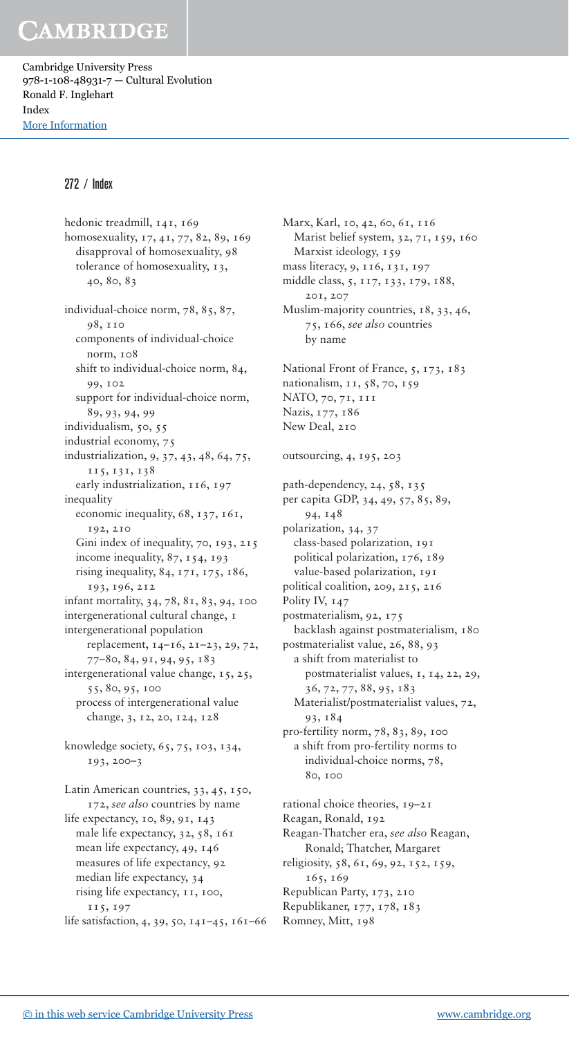hedonic treadmill, 141, 169
homosexuality, 17, 41, 77, 82, 89, 169
  disapproval of homosexuality, 98
  tolerance of homosexuality, 13, 40, 80, 83

individual-choice norm, 78, 85, 87, 98, 110
  components of individual-choice norm, 108
  shift to individual-choice norm, 84, 99, 102
  support for individual-choice norm, 89, 93, 94, 99
individualism, 50, 55
industrial economy, 75
industrialization, 9, 37, 43, 48, 64, 75, 115, 131, 138
  early industrialization, 116, 197
inequality
  economic inequality, 68, 137, 161, 192, 210
  Gini index of inequality, 70, 193, 215
  income inequality, 87, 154, 193
  rising inequality, 84, 171, 175, 186, 193, 196, 212
infant mortality, 34, 78, 81, 83, 94, 100
intergenerational cultural change, 1
intergenerational population replacement, 14–16, 21–23, 29, 72, 77–80, 84, 91, 94, 95, 183
intergenerational value change, 15, 25, 55, 80, 95, 100
  process of intergenerational value change, 3, 12, 20, 124, 128

knowledge society, 65, 75, 103, 134, 193, 200–3

Latin American countries, 33, 45, 150, 172, *see also* countries by name
life expectancy, 10, 89, 91, 143
  male life expectancy, 32, 58, 161
  mean life expectancy, 49, 146
  measures of life expectancy, 92
  median life expectancy, 34
  rising life expectancy, 11, 100, 115, 197
life satisfaction, 4, 39, 50, 141–45, 161–66

Marx, Karl, 10, 42, 60, 61, 116
  Marist belief system, 32, 71, 159, 160
  Marxist ideology, 159
mass literacy, 9, 116, 131, 197
middle class, 5, 117, 133, 179, 188, 201, 207
Muslim-majority countries, 18, 33, 46, 75, 166, *see also* countries by name

National Front of France, 5, 173, 183
nationalism, 11, 58, 70, 159
NATO, 70, 71, 111
Nazis, 177, 186
New Deal, 210

outsourcing, 4, 195, 203

path-dependency, 24, 58, 135
per capita GDP, 34, 49, 57, 85, 89, 94, 148
polarization, 34, 37
  class-based polarization, 191
  political polarization, 176, 189
  value-based polarization, 191
political coalition, 209, 215, 216
Polity IV, 147
postmaterialism, 92, 175
  backlash against postmaterialism, 180
postmaterialist value, 26, 88, 93
  a shift from materialist to postmaterialist values, 1, 14, 22, 29, 36, 72, 77, 88, 95, 183
  Materialist/postmaterialist values, 72, 93, 184
pro-fertility norm, 78, 83, 89, 100
  a shift from pro-fertility norms to individual-choice norms, 78, 80, 100

rational choice theories, 19–21
Reagan, Ronald, 192
Reagan-Thatcher era, *see also* Reagan, Ronald; Thatcher, Margaret
religiosity, 58, 61, 69, 92, 152, 159, 165, 169
Republican Party, 173, 210
Republikaner, 177, 178, 183
Romney, Mitt, 198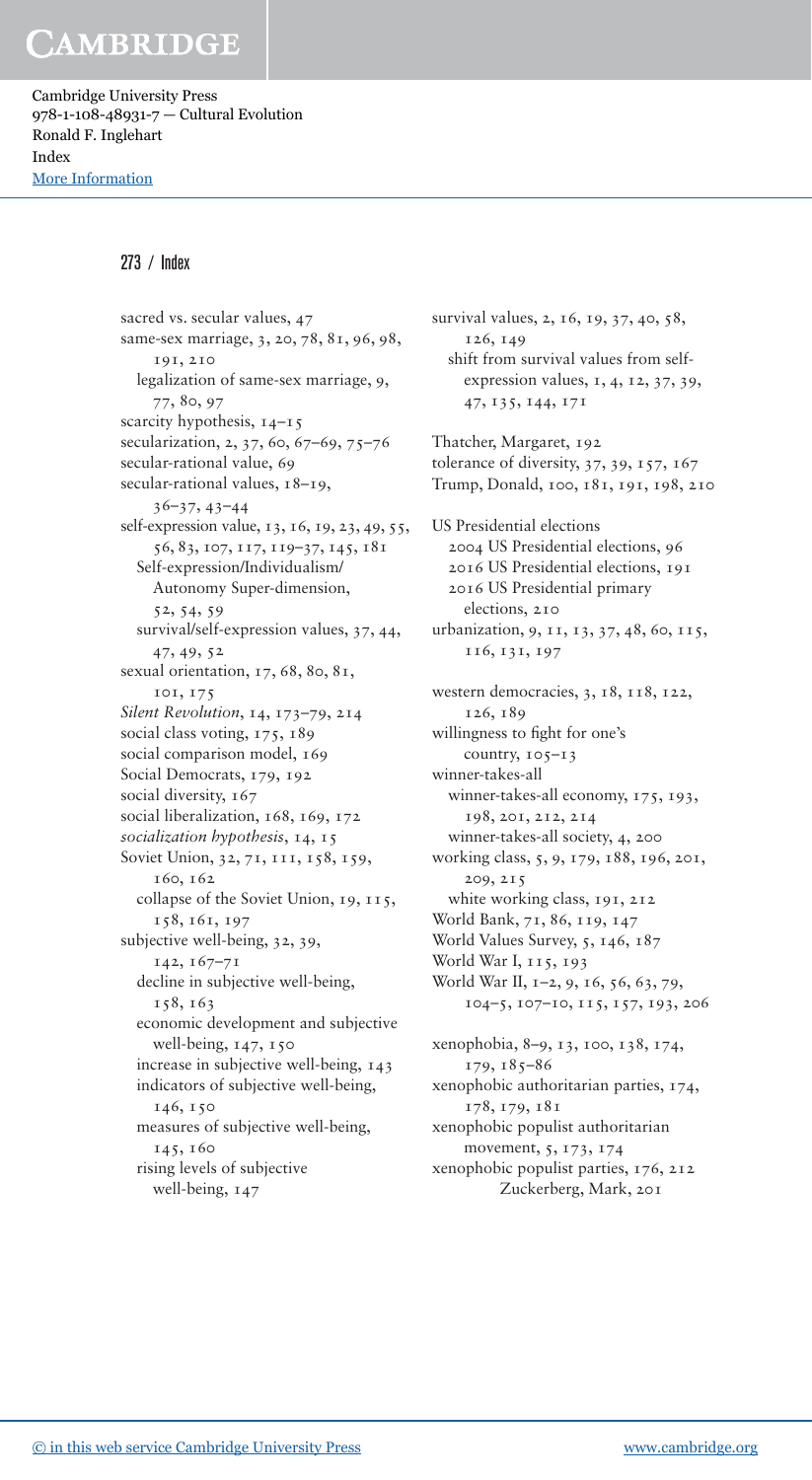sacred vs. secular values, 47
same-sex marriage, 3, 20, 78, 81, 96, 98, 191, 210
  legalization of same-sex marriage, 9, 77, 80, 97
scarcity hypothesis, 14–15
secularization, 2, 37, 60, 67–69, 75–76
secular-rational value, 69
secular-rational values, 18–19, 36–37, 43–44
self-expression value, 13, 16, 19, 23, 49, 55, 56, 83, 107, 117, 119–37, 145, 181
  Self-expression/Individualism/Autonomy Super-dimension, 52, 54, 59
  survival/self-expression values, 37, 44, 47, 49, 52
sexual orientation, 17, 68, 80, 81, 101, 175
*Silent Revolution*, 14, 173–79, 214
social class voting, 175, 189
social comparison model, 169
Social Democrats, 179, 192
social diversity, 167
social liberalization, 168, 169, 172
*socialization hypothesis*, 14, 15
Soviet Union, 32, 71, 111, 158, 159, 160, 162
  collapse of the Soviet Union, 19, 115, 158, 161, 197
subjective well-being, 32, 39, 142, 167–71
  decline in subjective well-being, 158, 163
  economic development and subjective well-being, 147, 150
  increase in subjective well-being, 143
  indicators of subjective well-being, 146, 150
  measures of subjective well-being, 145, 160
  rising levels of subjective well-being, 147
survival values, 2, 16, 19, 37, 40, 58, 126, 149
  shift from survival values from self-expression values, 1, 4, 12, 37, 39, 47, 135, 144, 171

Thatcher, Margaret, 192
tolerance of diversity, 37, 39, 157, 167
Trump, Donald, 100, 181, 191, 198, 210

US Presidential elections
  2004 US Presidential elections, 96
  2016 US Presidential elections, 191
  2016 US Presidential primary elections, 210
urbanization, 9, 11, 13, 37, 48, 60, 115, 116, 131, 197

western democracies, 3, 18, 118, 122, 126, 189
willingness to fight for one's country, 105–13
winner-takes-all
  winner-takes-all economy, 175, 193, 198, 201, 212, 214
  winner-takes-all society, 4, 200
working class, 5, 9, 179, 188, 196, 201, 209, 215
  white working class, 191, 212
World Bank, 71, 86, 119, 147
World Values Survey, 5, 146, 187
World War I, 115, 193
World War II, 1–2, 9, 16, 56, 63, 79, 104–5, 107–10, 115, 157, 193, 206

xenophobia, 8–9, 13, 100, 138, 174, 179, 185–86
xenophobic authoritarian parties, 174, 178, 179, 181
xenophobic populist authoritarian movement, 5, 173, 174
xenophobic populist parties, 176, 212
Zuckerberg, Mark, 201